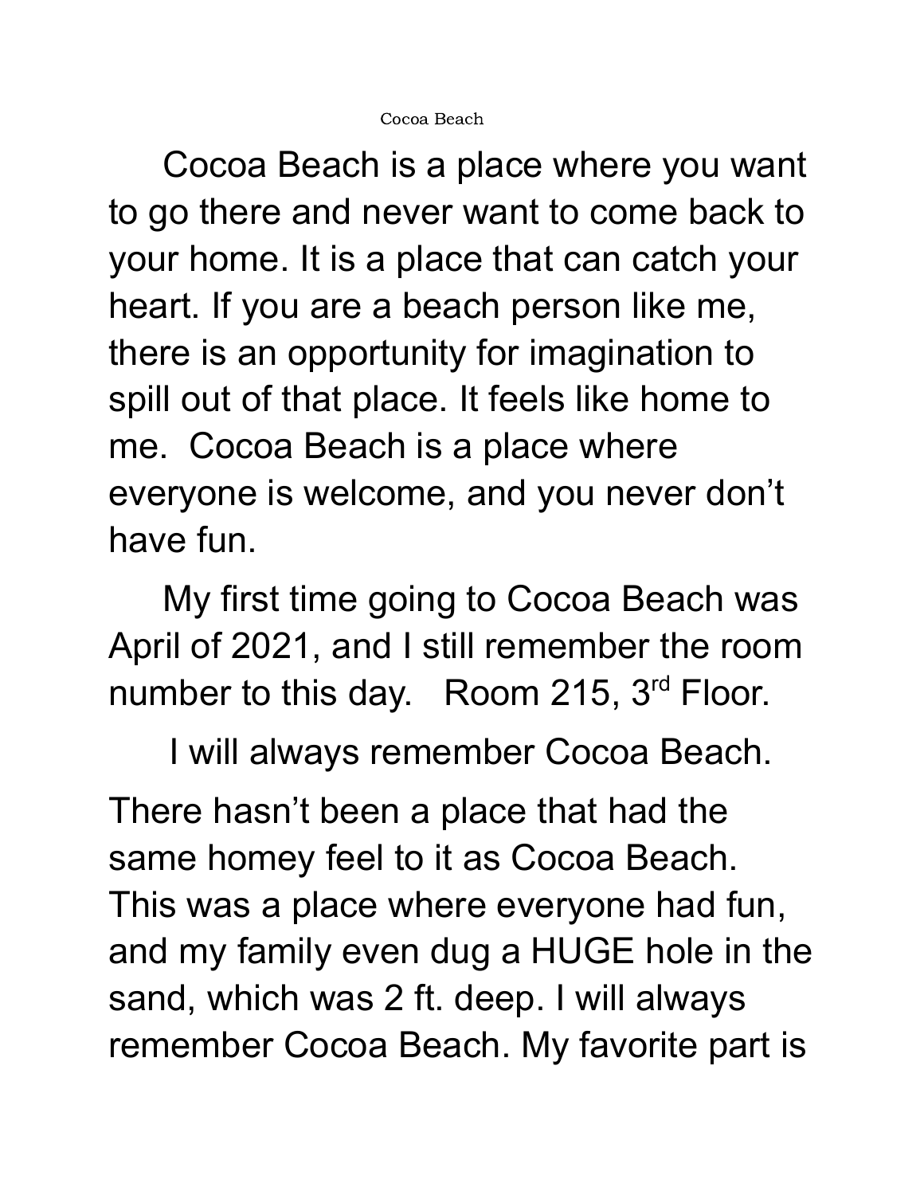# Cocoa Beach

Cocoa Beach is a place where you want to go there and never want to come back to your home. It is a place that can catch your heart. If you are a beach person like me, there is an opportunity for imagination to spill out of that place. It feels like home to me. Cocoa Beach is a place where everyone is welcome, and you never don't have fun.

My first time going to Cocoa Beach was April of 2021, and I still remember the room number to this day. Room 215, 3rd Floor.

I will always remember Cocoa Beach. There hasn't been a place that had the same homey feel to it as Cocoa Beach. This was a place where everyone had fun, and my family even dug a HUGE hole in the sand, which was 2 ft. deep. I will always remember Cocoa Beach. My favorite part is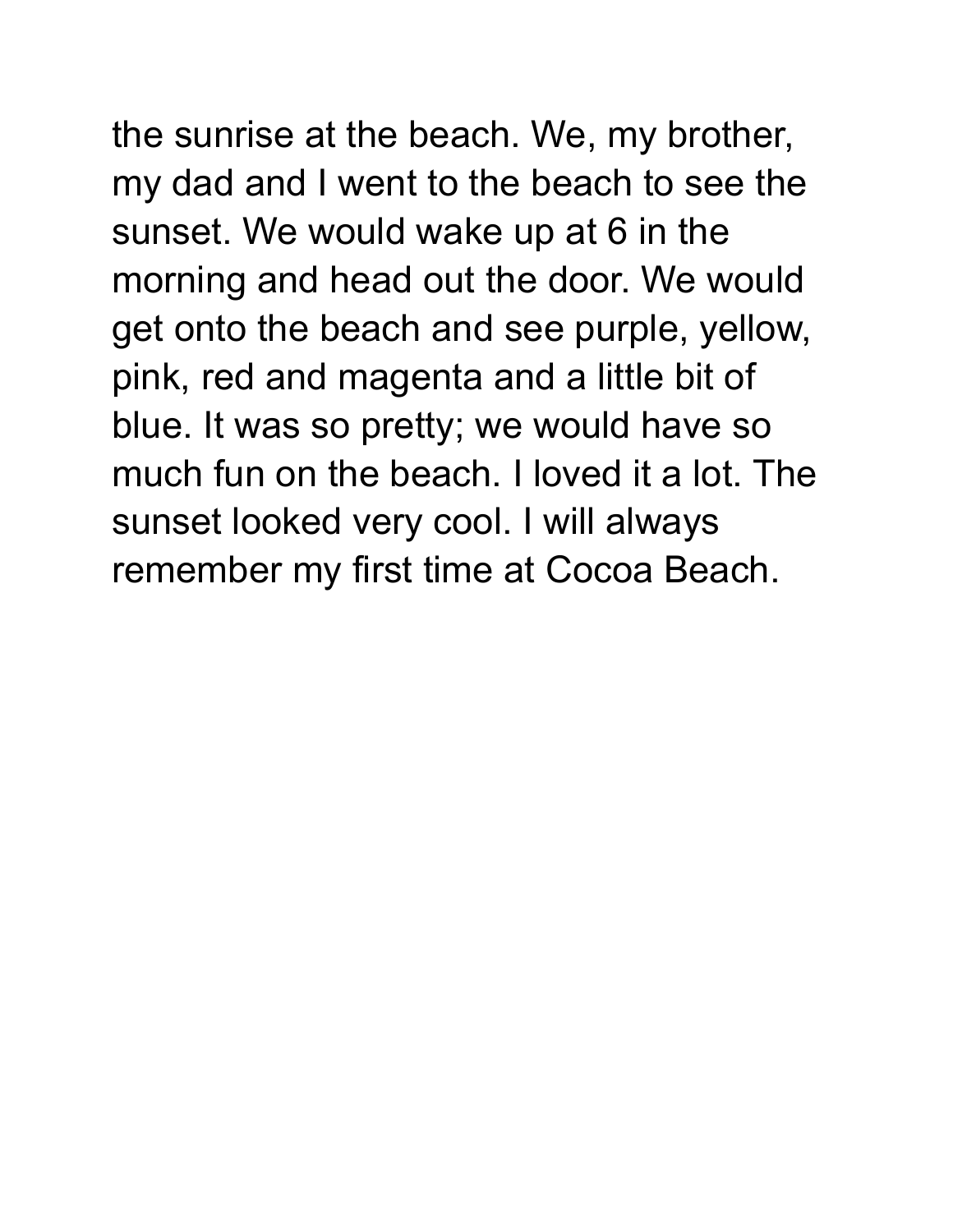the sunrise at the beach. We, my brother, my dad and I went to the beach to see the sunset. We would wake up at 6 in the morning and head out the door. We would get onto the beach and see purple, yellow, pink, red and magenta and a little bit of blue. It was so pretty; we would have so much fun on the beach. I loved it a lot. The sunset looked very cool. I will always remember my first time at Cocoa Beach.